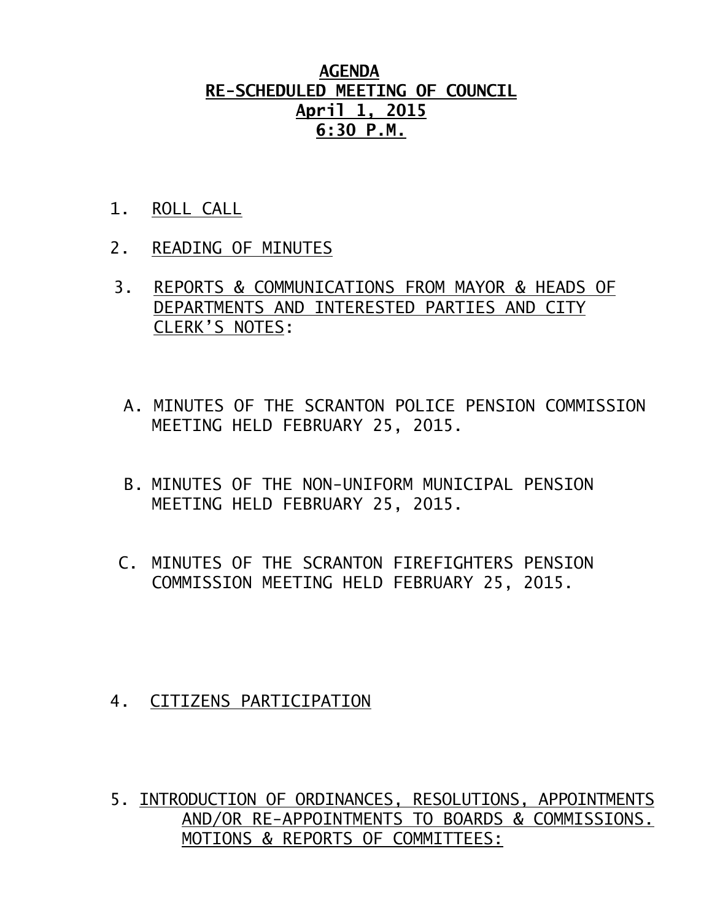# AGENDA
## RE-SCHEDULED MEETING OF COUNCIL
## April 1, 2015
## 6:30 P.M.

1. ROLL CALL

2. READING OF MINUTES

3. REPORTS & COMMUNICATIONS FROM MAYOR & HEADS OF DEPARTMENTS AND INTERESTED PARTIES AND CITY CLERK'S NOTES:

   A. MINUTES OF THE SCRANTON POLICE PENSION COMMISSION MEETING HELD FEBRUARY 25, 2015.

   B. MINUTES OF THE NON-UNIFORM MUNICIPAL PENSION MEETING HELD FEBRUARY 25, 2015.

   C. MINUTES OF THE SCRANTON FIREFIGHTERS PENSION COMMISSION MEETING HELD FEBRUARY 25, 2015.

4. CITIZENS PARTICIPATION

5. INTRODUCTION OF ORDINANCES, RESOLUTIONS, APPOINTMENTS AND/OR RE-APPOINTMENTS TO BOARDS & COMMISSIONS. MOTIONS & REPORTS OF COMMITTEES: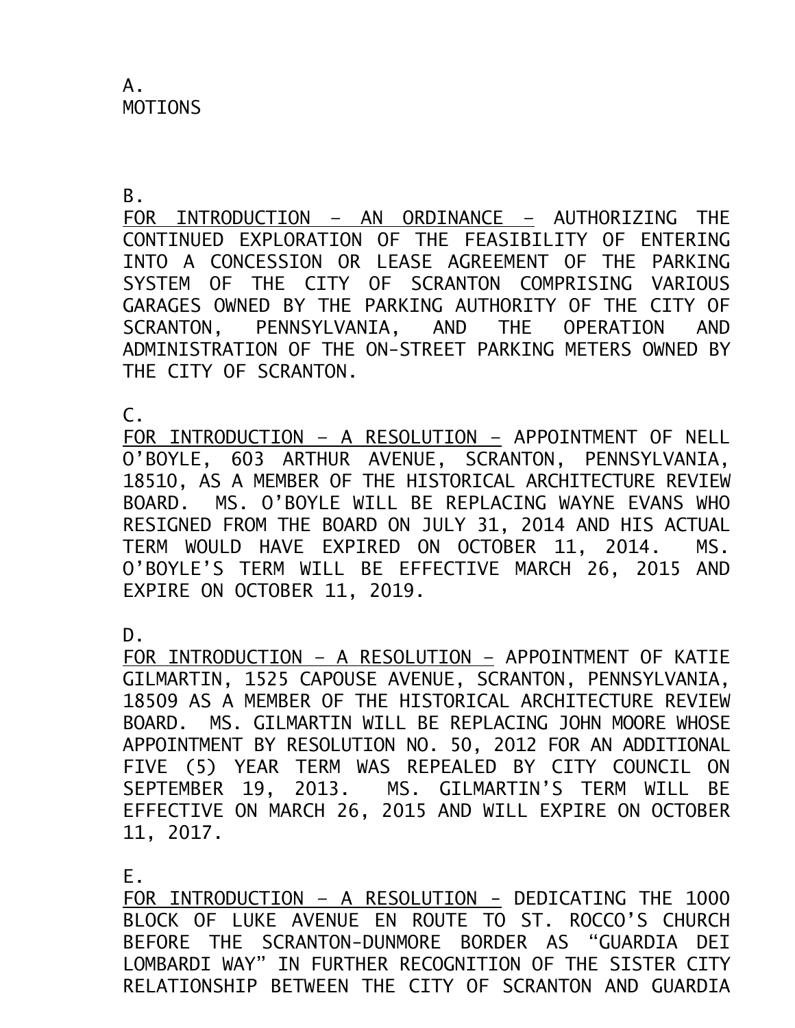A.
MOTIONS

B.
<u>FOR INTRODUCTION – AN ORDINANCE –</u> AUTHORIZING THE CONTINUED EXPLORATION OF THE FEASIBILITY OF ENTERING INTO A CONCESSION OR LEASE AGREEMENT OF THE PARKING SYSTEM OF THE CITY OF SCRANTON COMPRISING VARIOUS GARAGES OWNED BY THE PARKING AUTHORITY OF THE CITY OF SCRANTON, PENNSYLVANIA, AND THE OPERATION AND ADMINISTRATION OF THE ON-STREET PARKING METERS OWNED BY THE CITY OF SCRANTON.

C.
<u>FOR INTRODUCTION – A RESOLUTION –</u> APPOINTMENT OF NELL O'BOYLE, 603 ARTHUR AVENUE, SCRANTON, PENNSYLVANIA, 18510, AS A MEMBER OF THE HISTORICAL ARCHITECTURE REVIEW BOARD. MS. O'BOYLE WILL BE REPLACING WAYNE EVANS WHO RESIGNED FROM THE BOARD ON JULY 31, 2014 AND HIS ACTUAL TERM WOULD HAVE EXPIRED ON OCTOBER 11, 2014. MS. O'BOYLE'S TERM WILL BE EFFECTIVE MARCH 26, 2015 AND EXPIRE ON OCTOBER 11, 2019.

D.
<u>FOR INTRODUCTION – A RESOLUTION –</u> APPOINTMENT OF KATIE GILMARTIN, 1525 CAPOUSE AVENUE, SCRANTON, PENNSYLVANIA, 18509 AS A MEMBER OF THE HISTORICAL ARCHITECTURE REVIEW BOARD. MS. GILMARTIN WILL BE REPLACING JOHN MOORE WHOSE APPOINTMENT BY RESOLUTION NO. 50, 2012 FOR AN ADDITIONAL FIVE (5) YEAR TERM WAS REPEALED BY CITY COUNCIL ON SEPTEMBER 19, 2013. MS. GILMARTIN'S TERM WILL BE EFFECTIVE ON MARCH 26, 2015 AND WILL EXPIRE ON OCTOBER 11, 2017.

E.
<u>FOR INTRODUCTION – A RESOLUTION -</u> DEDICATING THE 1000 BLOCK OF LUKE AVENUE EN ROUTE TO ST. ROCCO'S CHURCH BEFORE THE SCRANTON-DUNMORE BORDER AS "GUARDIA DEI LOMBARDI WAY" IN FURTHER RECOGNITION OF THE SISTER CITY RELATIONSHIP BETWEEN THE CITY OF SCRANTON AND GUARDIA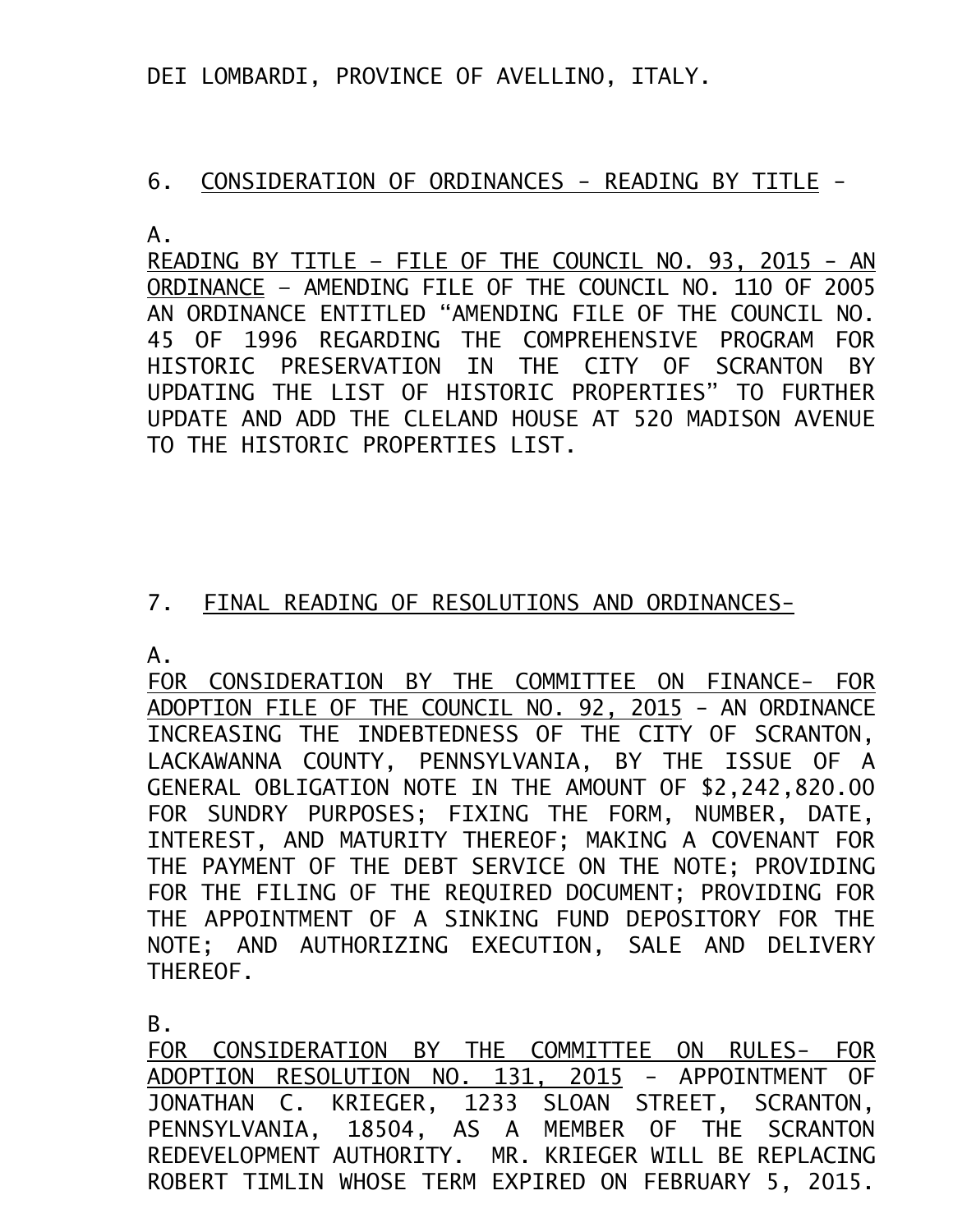DEI LOMBARDI, PROVINCE OF AVELLINO, ITALY.

6. CONSIDERATION OF ORDINANCES - READING BY TITLE -

A.
READING BY TITLE – FILE OF THE COUNCIL NO. 93, 2015 - AN ORDINANCE – AMENDING FILE OF THE COUNCIL NO. 110 OF 2005 AN ORDINANCE ENTITLED "AMENDING FILE OF THE COUNCIL NO. 45 OF 1996 REGARDING THE COMPREHENSIVE PROGRAM FOR HISTORIC PRESERVATION IN THE CITY OF SCRANTON BY UPDATING THE LIST OF HISTORIC PROPERTIES" TO FURTHER UPDATE AND ADD THE CLELAND HOUSE AT 520 MADISON AVENUE TO THE HISTORIC PROPERTIES LIST.

7. FINAL READING OF RESOLUTIONS AND ORDINANCES-

A.
FOR CONSIDERATION BY THE COMMITTEE ON FINANCE- FOR ADOPTION FILE OF THE COUNCIL NO. 92, 2015 - AN ORDINANCE INCREASING THE INDEBTEDNESS OF THE CITY OF SCRANTON, LACKAWANNA COUNTY, PENNSYLVANIA, BY THE ISSUE OF A GENERAL OBLIGATION NOTE IN THE AMOUNT OF $2,242,820.00 FOR SUNDRY PURPOSES; FIXING THE FORM, NUMBER, DATE, INTEREST, AND MATURITY THEREOF; MAKING A COVENANT FOR THE PAYMENT OF THE DEBT SERVICE ON THE NOTE; PROVIDING FOR THE FILING OF THE REQUIRED DOCUMENT; PROVIDING FOR THE APPOINTMENT OF A SINKING FUND DEPOSITORY FOR THE NOTE; AND AUTHORIZING EXECUTION, SALE AND DELIVERY THEREOF.

B.
FOR CONSIDERATION BY THE COMMITTEE ON RULES- FOR ADOPTION RESOLUTION NO. 131, 2015 - APPOINTMENT OF JONATHAN C. KRIEGER, 1233 SLOAN STREET, SCRANTON, PENNSYLVANIA, 18504, AS A MEMBER OF THE SCRANTON REDEVELOPMENT AUTHORITY. MR. KRIEGER WILL BE REPLACING ROBERT TIMLIN WHOSE TERM EXPIRED ON FEBRUARY 5, 2015.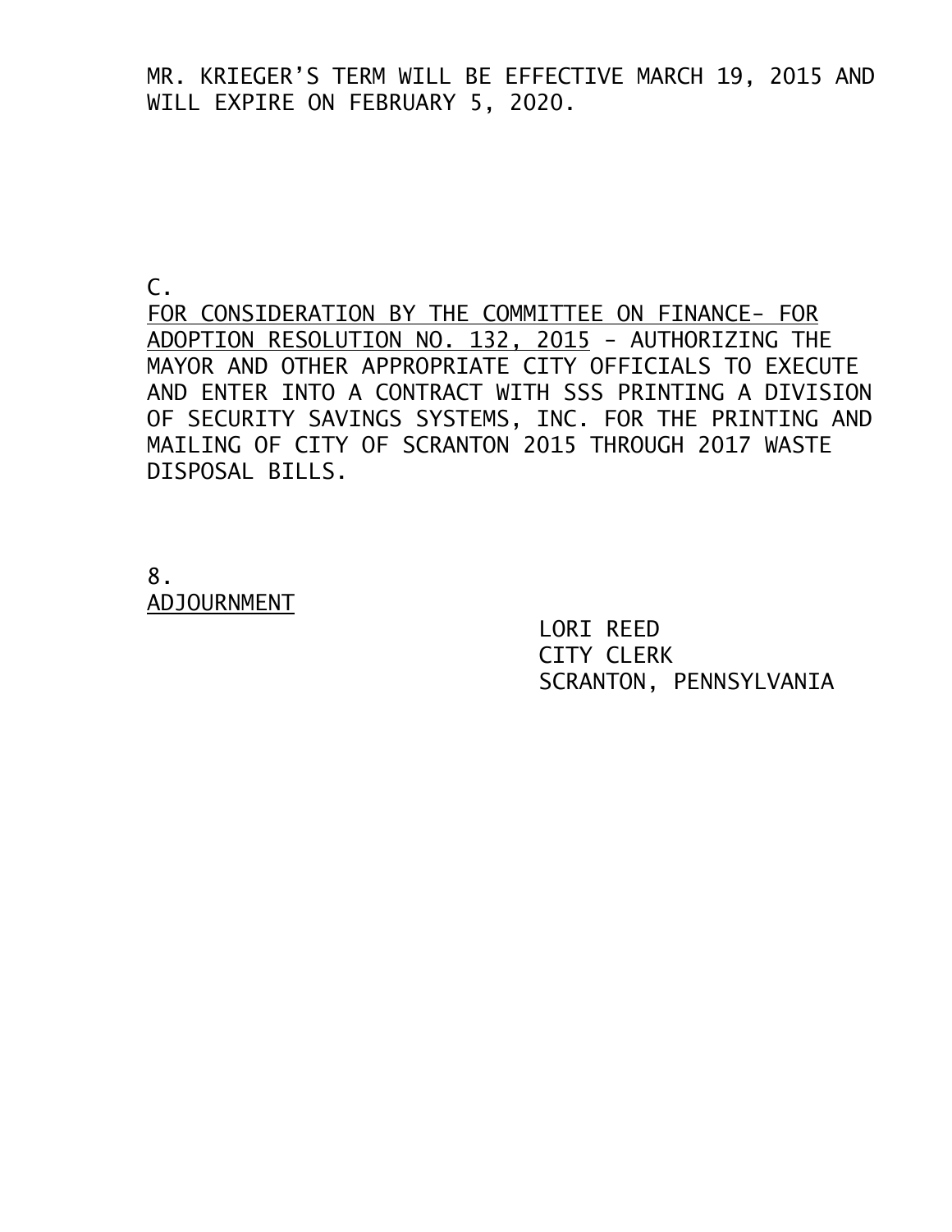MR. KRIEGER'S TERM WILL BE EFFECTIVE MARCH 19, 2015 AND WILL EXPIRE ON FEBRUARY 5, 2020.

C.

FOR CONSIDERATION BY THE COMMITTEE ON FINANCE- FOR ADOPTION RESOLUTION NO. 132, 2015 - AUTHORIZING THE MAYOR AND OTHER APPROPRIATE CITY OFFICIALS TO EXECUTE AND ENTER INTO A CONTRACT WITH SSS PRINTING A DIVISION OF SECURITY SAVINGS SYSTEMS, INC. FOR THE PRINTING AND MAILING OF CITY OF SCRANTON 2015 THROUGH 2017 WASTE DISPOSAL BILLS.

8.

ADJOURNMENT

LORI REED
CITY CLERK
SCRANTON, PENNSYLVANIA